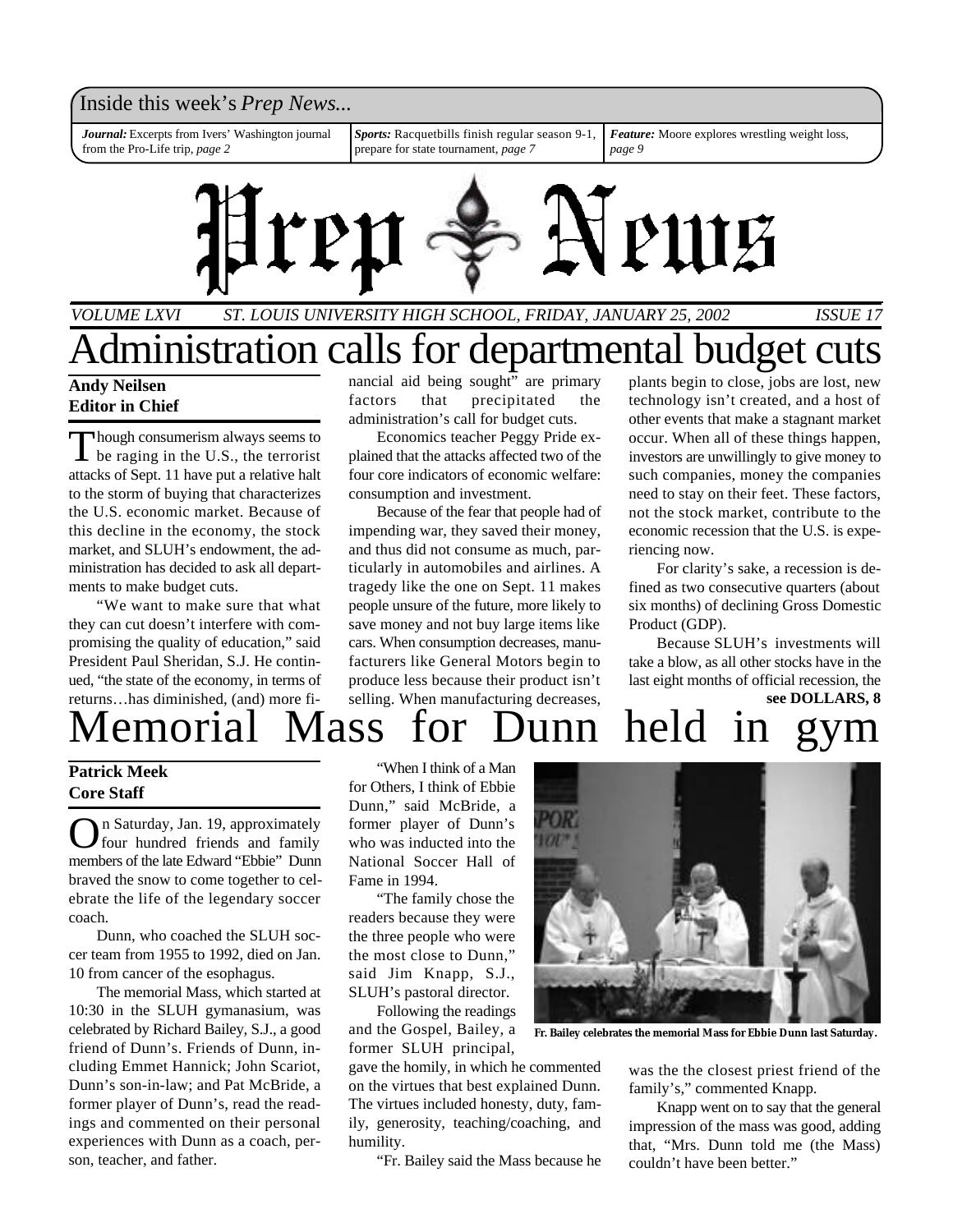Inside this week's *Prep News*...

| *Journal:* Excerpts from Ivers' Washington journal from the Pro-Life trip, *page 2* | *Sports:* Racquetbills finish regular season 9-1, prepare for state tournament, *page 7* | *Feature:* Moore explores wrestling weight loss, *page 9* |
| --- | --- | --- |

# Prep News

*VOLUME LXVI ST. LOUIS UNIVERSITY HIGH SCHOOL, FRIDAY, JANUARY 25, 2002 ISSUE 17*

# Administration calls for departmental budget cuts

**Andy Neilsen**
**Editor in Chief**

Though consumerism always seems to be raging in the U.S., the terrorist attacks of Sept. 11 have put a relative halt to the storm of buying that characterizes the U.S. economic market. Because of this decline in the economy, the stock market, and SLUH's endowment, the administration has decided to ask all departments to make budget cuts.

"We want to make sure that what they can cut doesn't interfere with compromising the quality of education," said President Paul Sheridan, S.J. He continued, "the state of the economy, in terms of returns…has diminished, (and) more financial aid being sought" are primary factors that precipitated the administration's call for budget cuts.

Economics teacher Peggy Pride explained that the attacks affected two of the four core indicators of economic welfare: consumption and investment.

Because of the fear that people had of impending war, they saved their money, and thus did not consume as much, particularly in automobiles and airlines. A tragedy like the one on Sept. 11 makes people unsure of the future, more likely to save money and not buy large items like cars. When consumption decreases, manufacturers like General Motors begin to produce less because their product isn't selling. When manufacturing decreases, plants begin to close, jobs are lost, new technology isn't created, and a host of other events that make a stagnant market occur. When all of these things happen, investors are unwillingly to give money to such companies, money the companies need to stay on their feet. These factors, not the stock market, contribute to the economic recession that the U.S. is experiencing now.

For clarity's sake, a recession is defined as two consecutive quarters (about six months) of declining Gross Domestic Product (GDP).

Because SLUH's investments will take a blow, as all other stocks have in the last eight months of official recession, the

**see DOLLARS, 8**

# Memorial Mass for Dunn held in gym

**Patrick Meek**
**Core Staff**

On Saturday, Jan. 19, approximately four hundred friends and family members of the late Edward "Ebbie" Dunn braved the snow to come together to celebrate the life of the legendary soccer coach.

Dunn, who coached the SLUH soccer team from 1955 to 1992, died on Jan. 10 from cancer of the esophagus.

The memorial Mass, which started at 10:30 in the SLUH gymanasium, was celebrated by Richard Bailey, S.J., a good friend of Dunn's. Friends of Dunn, including Emmet Hannick; John Scariot, Dunn's son-in-law; and Pat McBride, a former player of Dunn's, read the readings and commented on their personal experiences with Dunn as a coach, person, teacher, and father.

"When I think of a Man for Others, I think of Ebbie Dunn," said McBride, a former player of Dunn's who was inducted into the National Soccer Hall of Fame in 1994.

"The family chose the readers because they were the three people who were the most close to Dunn," said Jim Knapp, S.J., SLUH's pastoral director.

Following the readings and the Gospel, Bailey, a former SLUH principal, gave the homily, in which he commented on the virtues that best explained Dunn. The virtues included honesty, duty, family, generosity, teaching/coaching, and humility.

"Fr. Bailey said the Mass because he was the the closest priest friend of the family's," commented Knapp.

Knapp went on to say that the general impression of the mass was good, adding that, "Mrs. Dunn told me (the Mass) couldn't have been better."

**Fr. Bailey celebrates the memorial Mass for Ebbie Dunn last Saturday.**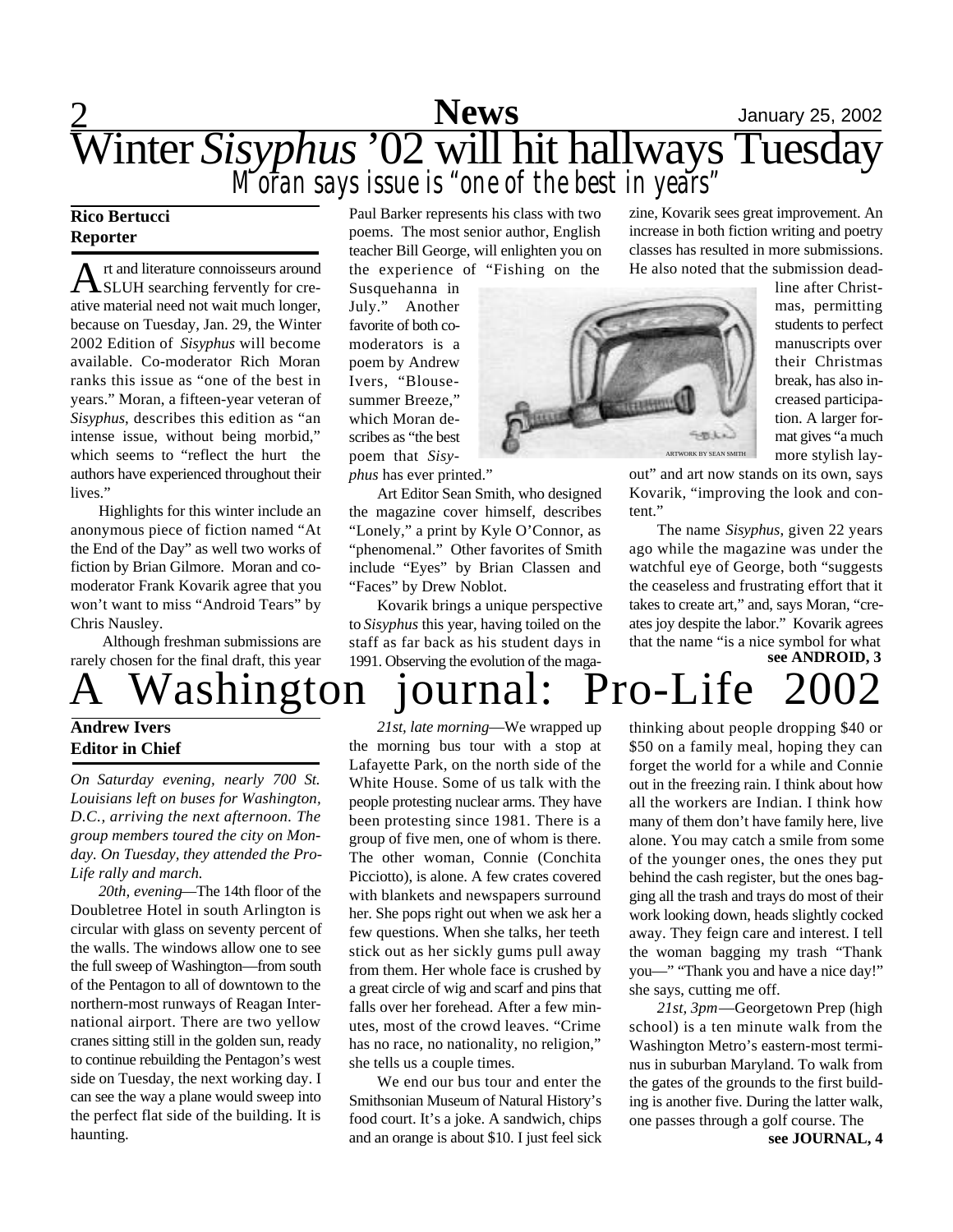# Winter *Sisyphus* '02 will hit hallways Tuesday

## Moran says issue is "one of the best in years"

**Rico Bertucci**
**Reporter**

Art and literature connoisseurs around SLUH searching fervently for creative material need not wait much longer, because on Tuesday, Jan. 29, the Winter 2002 Edition of *Sisyphus* will become available. Co-moderator Rich Moran ranks this issue as "one of the best in years." Moran, a fifteen-year veteran of *Sisyphus*, describes this edition as "an intense issue, without being morbid," which seems to "reflect the hurt the authors have experienced throughout their lives."

Highlights for this winter include an anonymous piece of fiction named "At the End of the Day" as well two works of fiction by Brian Gilmore. Moran and co-moderator Frank Kovarik agree that you won't want to miss "Android Tears" by Chris Nausley.

Although freshman submissions are rarely chosen for the final draft, this year Paul Barker represents his class with two poems. The most senior author, English teacher Bill George, will enlighten you on the experience of "Fishing on the Susquehanna in July." Another favorite of both co-moderators is a poem by Andrew Ivers, "Blouse-summer Breeze," which Moran describes as "the best poem that *Sisyphus* has ever printed."

ARTWORK BY SEAN SMITH

Art Editor Sean Smith, who designed the magazine cover himself, describes "Lonely," a print by Kyle O'Connor, as "phenomenal." Other favorites of Smith include "Eyes" by Brian Classen and "Faces" by Drew Noblot.

Kovarik brings a unique perspective to *Sisyphus* this year, having toiled on the staff as far back as his student days in 1991. Observing the evolution of the magazine, Kovarik sees great improvement. An increase in both fiction writing and poetry classes has resulted in more submissions. He also noted that the submission deadline after Christmas, permitting students to perfect manuscripts over their Christmas break, has also increased participation. A larger format gives "a much more stylish layout" and art now stands on its own, says Kovarik, "improving the look and content."

The name *Sisyphus*, given 22 years ago while the magazine was under the watchful eye of George, both "suggests the ceaseless and frustrating effort that it takes to create art," and, says Moran, "creates joy despite the labor." Kovarik agrees that the name "is a nice symbol for what

**see ANDROID, 3**

# A Washington journal: Pro-Life 2002

**Andrew Ivers**
**Editor in Chief**

*On Saturday evening, nearly 700 St. Louisians left on buses for Washington, D.C., arriving the next afternoon. The group members toured the city on Monday. On Tuesday, they attended the Pro-Life rally and march.*

*20th, evening*—The 14th floor of the Doubletree Hotel in south Arlington is circular with glass on seventy percent of the walls. The windows allow one to see the full sweep of Washington—from south of the Pentagon to all of downtown to the northern-most runways of Reagan International airport. There are two yellow cranes sitting still in the golden sun, ready to continue rebuilding the Pentagon's west side on Tuesday, the next working day. I can see the way a plane would sweep into the perfect flat side of the building. It is haunting.

*21st, late morning*—We wrapped up the morning bus tour with a stop at Lafayette Park, on the north side of the White House. Some of us talk with the people protesting nuclear arms. They have been protesting since 1981. There is a group of five men, one of whom is there. The other woman, Connie (Conchita Picciotto), is alone. A few crates covered with blankets and newspapers surround her. She pops right out when we ask her a few questions. When she talks, her teeth stick out as her sickly gums pull away from them. Her whole face is crushed by a great circle of wig and scarf and pins that falls over her forehead. After a few minutes, most of the crowd leaves. "Crime has no race, no nationality, no religion," she tells us a couple times.

We end our bus tour and enter the Smithsonian Museum of Natural History's food court. It's a joke. A sandwich, chips and an orange is about $10. I just feel sick thinking about people dropping $40 or $50 on a family meal, hoping they can forget the world for a while and Connie out in the freezing rain. I think about how all the workers are Indian. I think how many of them don't have family here, live alone. You may catch a smile from some of the younger ones, the ones they put behind the cash register, but the ones bagging all the trash and trays do most of their work looking down, heads slightly cocked away. They feign care and interest. I tell the woman bagging my trash "Thank you—" "Thank you and have a nice day!" she says, cutting me off.

*21st, 3pm*—Georgetown Prep (high school) is a ten minute walk from the Washington Metro's eastern-most terminus in suburban Maryland. To walk from the gates of the grounds to the first building is another five. During the latter walk, one passes through a golf course. The

**see JOURNAL, 4**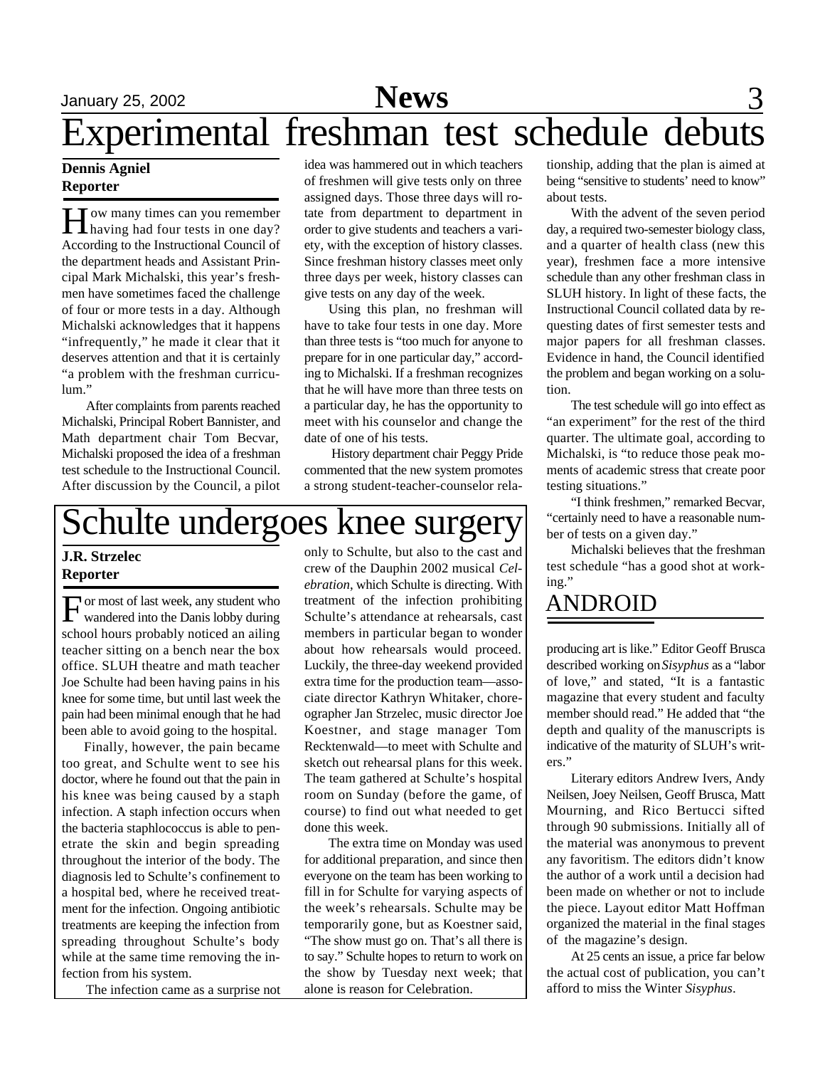# Experimental freshman test schedule debuts

**Dennis Agniel**
**Reporter**

How many times can you remember having had four tests in one day? According to the Instructional Council of the department heads and Assistant Principal Mark Michalski, this year's freshmen have sometimes faced the challenge of four or more tests in a day. Although Michalski acknowledges that it happens "infrequently," he made it clear that it deserves attention and that it is certainly "a problem with the freshman curriculum."

After complaints from parents reached Michalski, Principal Robert Bannister, and Math department chair Tom Becvar, Michalski proposed the idea of a freshman test schedule to the Instructional Council. After discussion by the Council, a pilot idea was hammered out in which teachers of freshmen will give tests only on three assigned days. Those three days will rotate from department to department in order to give students and teachers a variety, with the exception of history classes. Since freshman history classes meet only three days per week, history classes can give tests on any day of the week.

Using this plan, no freshman will have to take four tests in one day. More than three tests is "too much for anyone to prepare for in one particular day," according to Michalski. If a freshman recognizes that he will have more than three tests on a particular day, he has the opportunity to meet with his counselor and change the date of one of his tests.

History department chair Peggy Pride commented that the new system promotes a strong student-teacher-counselor relationship, adding that the plan is aimed at being "sensitive to students' need to know" about tests.

With the advent of the seven period day, a required two-semester biology class, and a quarter of health class (new this year), freshmen face a more intensive schedule than any other freshman class in SLUH history. In light of these facts, the Instructional Council collated data by requesting dates of first semester tests and major papers for all freshman classes. Evidence in hand, the Council identified the problem and began working on a solution.

The test schedule will go into effect as "an experiment" for the rest of the third quarter. The ultimate goal, according to Michalski, is "to reduce those peak moments of academic stress that create poor testing situations."

"I think freshmen," remarked Becvar, "certainly need to have a reasonable number of tests on a given day."

Michalski believes that the freshman test schedule "has a good shot at working."

# Schulte undergoes knee surgery

**J.R. Strzelec**
**Reporter**

For most of last week, any student who wandered into the Danis lobby during school hours probably noticed an ailing teacher sitting on a bench near the box office. SLUH theatre and math teacher Joe Schulte had been having pains in his knee for some time, but until last week the pain had been minimal enough that he had been able to avoid going to the hospital.

Finally, however, the pain became too great, and Schulte went to see his doctor, where he found out that the pain in his knee was being caused by a staph infection. A staph infection occurs when the bacteria staphlococcus is able to penetrate the skin and begin spreading throughout the interior of the body. The diagnosis led to Schulte's confinement to a hospital bed, where he received treatment for the infection. Ongoing antibiotic treatments are keeping the infection from spreading throughout Schulte's body while at the same time removing the infection from his system.

The infection came as a surprise not only to Schulte, but also to the cast and crew of the Dauphin 2002 musical *Celebration*, which Schulte is directing. With treatment of the infection prohibiting Schulte's attendance at rehearsals, cast members in particular began to wonder about how rehearsals would proceed. Luckily, the three-day weekend provided extra time for the production team—associate director Kathryn Whitaker, choreographer Jan Strzelec, music director Joe Koestner, and stage manager Tom Recktenwald—to meet with Schulte and sketch out rehearsal plans for this week. The team gathered at Schulte's hospital room on Sunday (before the game, of course) to find out what needed to get done this week.

The extra time on Monday was used for additional preparation, and since then everyone on the team has been working to fill in for Schulte for varying aspects of the week's rehearsals. Schulte may be temporarily gone, but as Koestner said, "The show must go on. That's all there is to say." Schulte hopes to return to work on the show by Tuesday next week; that alone is reason for Celebration.

## ANDROID

producing art is like." Editor Geoff Brusca described working on *Sisyphus* as a "labor of love," and stated, "It is a fantastic magazine that every student and faculty member should read." He added that "the depth and quality of the manuscripts is indicative of the maturity of SLUH's writers."

Literary editors Andrew Ivers, Andy Neilsen, Joey Neilsen, Geoff Brusca, Matt Mourning, and Rico Bertucci sifted through 90 submissions. Initially all of the material was anonymous to prevent any favoritism. The editors didn't know the author of a work until a decision had been made on whether or not to include the piece. Layout editor Matt Hoffman organized the material in the final stages of the magazine's design.

At 25 cents an issue, a price far below the actual cost of publication, you can't afford to miss the Winter *Sisyphus*.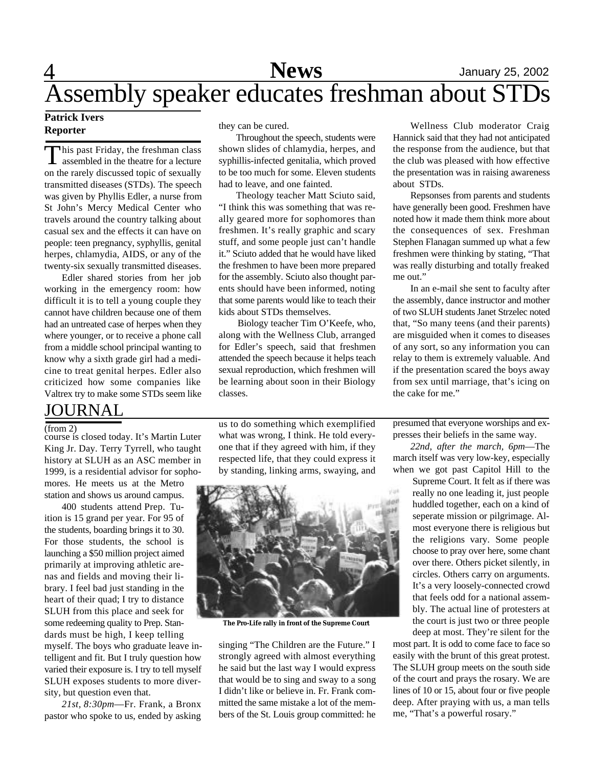# Assembly speaker educates freshman about STDs

**Patrick Ivers**
**Reporter**

This past Friday, the freshman class assembled in the theatre for a lecture on the rarely discussed topic of sexually transmitted diseases (STDs). The speech was given by Phyllis Edler, a nurse from St John's Mercy Medical Center who travels around the country talking about casual sex and the effects it can have on people: teen pregnancy, syphyllis, genital herpes, chlamydia, AIDS, or any of the twenty-six sexually transmitted diseases.

Edler shared stories from her job working in the emergency room: how difficult it is to tell a young couple they cannot have children because one of them had an untreated case of herpes when they where younger, or to receive a phone call from a middle school principal wanting to know why a sixth grade girl had a medicine to treat genital herpes. Edler also criticized how some companies like Valtrex try to make some STDs seem like they can be cured.

Throughout the speech, students were shown slides of chlamydia, herpes, and syphillis-infected genitalia, which proved to be too much for some. Eleven students had to leave, and one fainted.

Theology teacher Matt Sciuto said, "I think this was something that was really geared more for sophomores than freshmen. It's really graphic and scary stuff, and some people just can't handle it." Sciuto added that he would have liked the freshmen to have been more prepared for the assembly. Sciuto also thought parents should have been informed, noting that some parents would like to teach their kids about STDs themselves.

Biology teacher Tim O'Keefe, who, along with the Wellness Club, arranged for Edler's speech, said that freshmen attended the speech because it helps teach sexual reproduction, which freshmen will be learning about soon in their Biology classes.

Wellness Club moderator Craig Hannick said that they had not anticipated the response from the audience, but that the club was pleased with how effective the presentation was in raising awareness about STDs.

Repsonses from parents and students have generally been good. Freshmen have noted how it made them think more about the consequences of sex. Freshman Stephen Flanagan summed up what a few freshmen were thinking by stating, "That was really disturbing and totally freaked me out."

In an e-mail she sent to faculty after the assembly, dance instructor and mother of two SLUH students Janet Strzelec noted that, "So many teens (and their parents) are misguided when it comes to diseases of any sort, so any information you can relay to them is extremely valuable. And if the presentation scared the boys away from sex until marriage, that's icing on the cake for me."

## JOURNAL

(from 2)

course is closed today. It's Martin Luter King Jr. Day. Terry Tyrrell, who taught history at SLUH as an ASC member in 1999, is a residential advisor for sophomores. He meets us at the Metro station and shows us around campus.

400 students attend Prep. Tuition is 15 grand per year. For 95 of the students, boarding brings it to 30. For those students, the school is launching a $50 million project aimed primarily at improving athletic arenas and fields and moving their library. I feel bad just standing in the heart of their quad; I try to distance SLUH from this place and seek for some redeeming quality to Prep. Standards must be high, I keep telling myself. The boys who graduate leave intelligent and fit. But I truly question how varied their exposure is. I try to tell myself SLUH exposes students to more diversity, but question even that.

*21st, 8:30pm*—Fr. Frank, a Bronx pastor who spoke to us, ended by asking us to do something which exemplified what was wrong, I think. He told everyone that if they agreed with him, if they respected life, that they could express it by standing, linking arms, swaying, and singing "The Children are the Future." I strongly agreed with almost everything he said but the last way I would express that would be to sing and sway to a song I didn't like or believe in. Fr. Frank committed the same mistake a lot of the members of the St. Louis group committed: he presumed that everyone worships and expresses their beliefs in the same way.

**The Pro-Life rally in front of the Supreme Court**

*22nd, after the march, 6pm*—The march itself was very low-key, especially when we got past Capitol Hill to the Supreme Court. It felt as if there was really no one leading it, just people huddled together, each on a kind of seperate mission or pilgrimage. Almost everyone there is religious but the religions vary. Some people choose to pray over here, some chant over there. Others picket silently, in circles. Others carry on arguments. It's a very loosely-connected crowd that feels odd for a national assembly. The actual line of protesters at the court is just two or three people deep at most. They're silent for the most part. It is odd to come face to face so easily with the brunt of this great protest. The SLUH group meets on the south side of the court and prays the rosary. We are lines of 10 or 15, about four or five people deep. After praying with us, a man tells me, "That's a powerful rosary."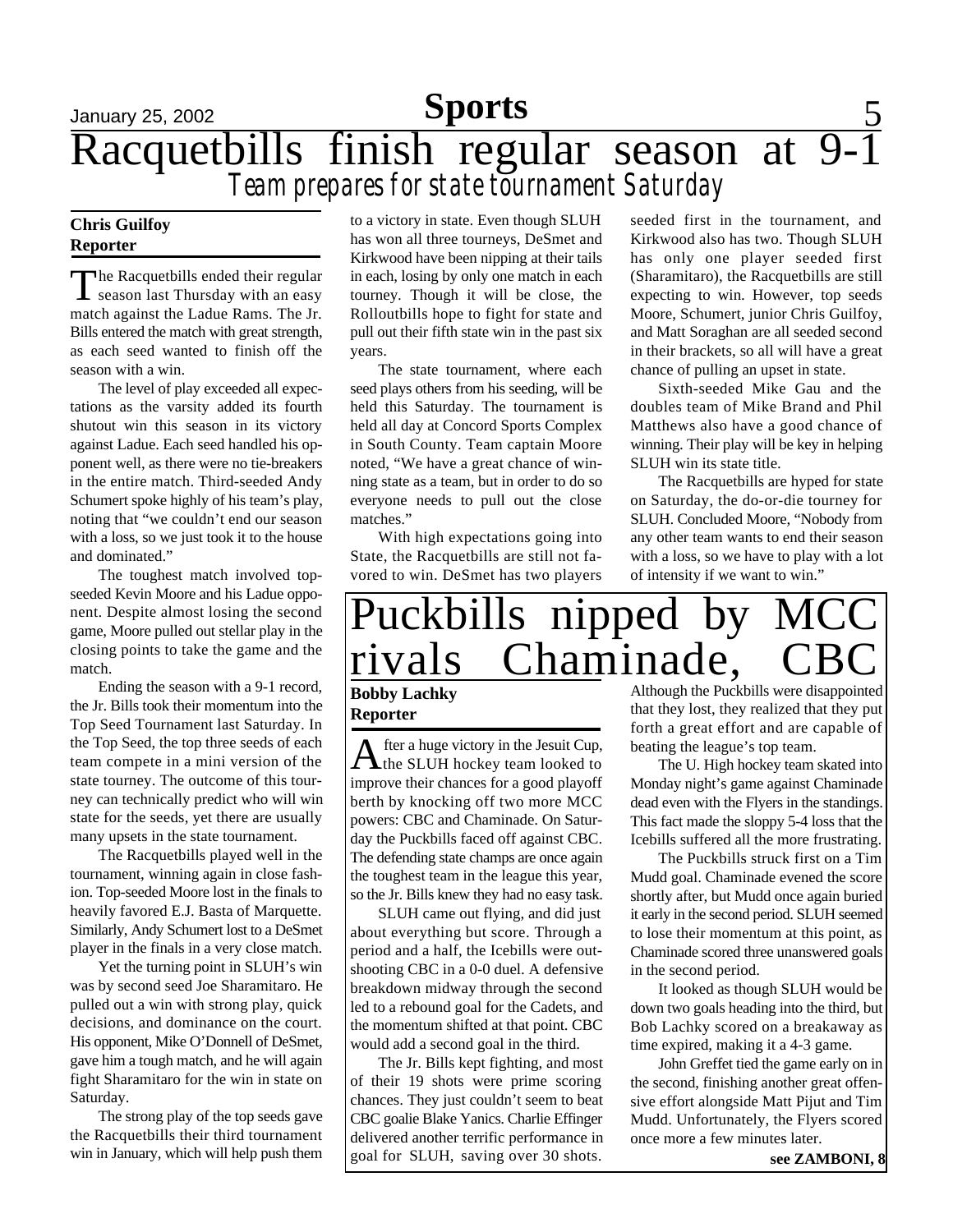# Racquetbills finish regular season at 9-1

## Team prepares for state tournament Saturday

**Chris Guilfoy**
**Reporter**

The Racquetbills ended their regular season last Thursday with an easy match against the Ladue Rams. The Jr. Bills entered the match with great strength, as each seed wanted to finish off the season with a win.

The level of play exceeded all expectations as the varsity added its fourth shutout win this season in its victory against Ladue. Each seed handled his opponent well, as there were no tie-breakers in the entire match. Third-seeded Andy Schumert spoke highly of his team's play, noting that "we couldn't end our season with a loss, so we just took it to the house and dominated."

The toughest match involved top-seeded Kevin Moore and his Ladue opponent. Despite almost losing the second game, Moore pulled out stellar play in the closing points to take the game and the match.

Ending the season with a 9-1 record, the Jr. Bills took their momentum into the Top Seed Tournament last Saturday. In the Top Seed, the top three seeds of each team compete in a mini version of the state tourney. The outcome of this tourney can technically predict who will win state for the seeds, yet there are usually many upsets in the state tournament.

The Racquetbills played well in the tournament, winning again in close fashion. Top-seeded Moore lost in the finals to heavily favored E.J. Basta of Marquette. Similarly, Andy Schumert lost to a DeSmet player in the finals in a very close match.

Yet the turning point in SLUH's win was by second seed Joe Sharamitaro. He pulled out a win with strong play, quick decisions, and dominance on the court. His opponent, Mike O'Donnell of DeSmet, gave him a tough match, and he will again fight Sharamitaro for the win in state on Saturday.

The strong play of the top seeds gave the Racquetbills their third tournament win in January, which will help push them to a victory in state. Even though SLUH has won all three tourneys, DeSmet and Kirkwood have been nipping at their tails in each, losing by only one match in each tourney. Though it will be close, the Rolloutbills hope to fight for state and pull out their fifth state win in the past six years.

The state tournament, where each seed plays others from his seeding, will be held this Saturday. The tournament is held all day at Concord Sports Complex in South County. Team captain Moore noted, "We have a great chance of winning state as a team, but in order to do so everyone needs to pull out the close matches."

With high expectations going into State, the Racquetbills are still not favored to win. DeSmet has two players seeded first in the tournament, and Kirkwood also has two. Though SLUH has only one player seeded first (Sharamitaro), the Racquetbills are still expecting to win. However, top seeds Moore, Schumert, junior Chris Guilfoy, and Matt Soraghan are all seeded second in their brackets, so all will have a great chance of pulling an upset in state.

Sixth-seeded Mike Gau and the doubles team of Mike Brand and Phil Matthews also have a good chance of winning. Their play will be key in helping SLUH win its state title.

The Racquetbills are hyped for state on Saturday, the do-or-die tourney for SLUH. Concluded Moore, "Nobody from any other team wants to end their season with a loss, so we have to play with a lot of intensity if we want to win."

# Puckbills nipped by MCC rivals Chaminade, CBC

**Bobby Lachky**
**Reporter**

After a huge victory in the Jesuit Cup, the SLUH hockey team looked to improve their chances for a good playoff berth by knocking off two more MCC powers: CBC and Chaminade. On Saturday the Puckbills faced off against CBC. The defending state champs are once again the toughest team in the league this year, so the Jr. Bills knew they had no easy task.

SLUH came out flying, and did just about everything but score. Through a period and a half, the Icebills were outshooting CBC in a 0-0 duel. A defensive breakdown midway through the second led to a rebound goal for the Cadets, and the momentum shifted at that point. CBC would add a second goal in the third.

The Jr. Bills kept fighting, and most of their 19 shots were prime scoring chances. They just couldn't seem to beat CBC goalie Blake Yanics. Charlie Effinger delivered another terrific performance in goal for SLUH, saving over 30 shots. Although the Puckbills were disappointed that they lost, they realized that they put forth a great effort and are capable of beating the league's top team.

The U. High hockey team skated into Monday night's game against Chaminade dead even with the Flyers in the standings. This fact made the sloppy 5-4 loss that the Icebills suffered all the more frustrating.

The Puckbills struck first on a Tim Mudd goal. Chaminade evened the score shortly after, but Mudd once again buried it early in the second period. SLUH seemed to lose their momentum at this point, as Chaminade scored three unanswered goals in the second period.

It looked as though SLUH would be down two goals heading into the third, but Bob Lachky scored on a breakaway as time expired, making it a 4-3 game.

John Greffet tied the game early on in the second, finishing another great offensive effort alongside Matt Pijut and Tim Mudd. Unfortunately, the Flyers scored once more a few minutes later.

**see ZAMBONI, 8**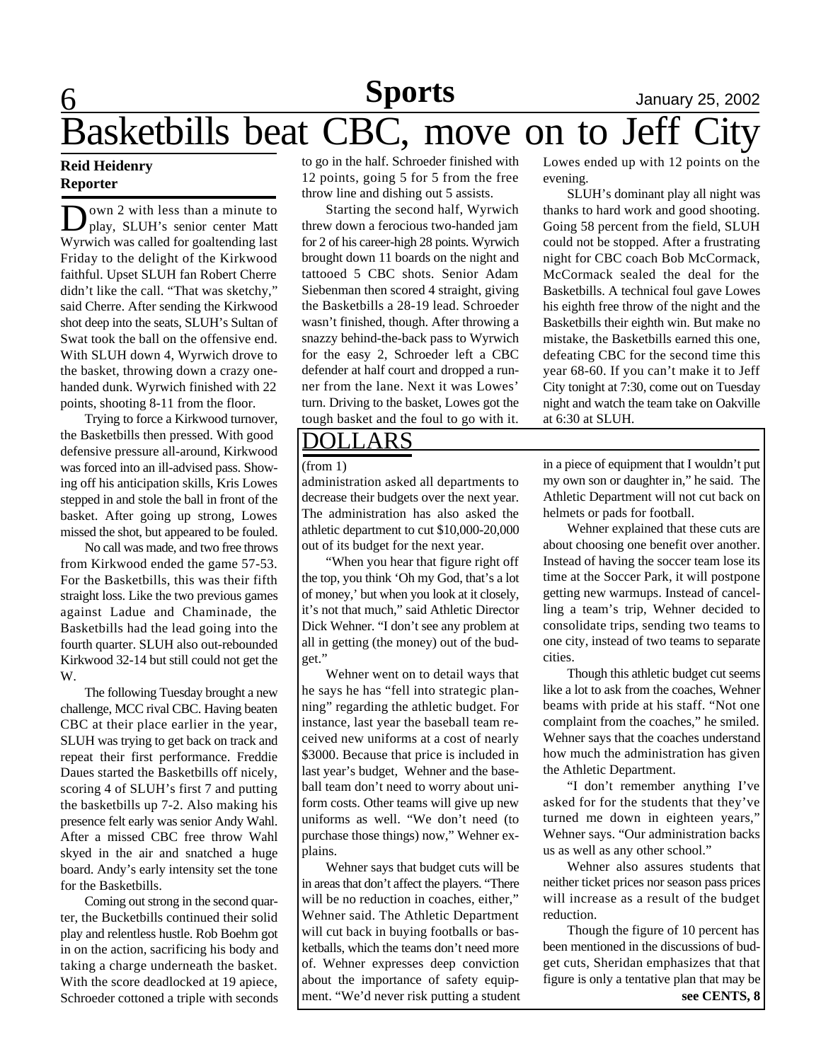# Basketbills beat CBC, move on to Jeff City

**Reid Heidenry**
**Reporter**

Down 2 with less than a minute to play, SLUH's senior center Matt Wyrwich was called for goaltending last Friday to the delight of the Kirkwood faithful. Upset SLUH fan Robert Cherre didn't like the call. "That was sketchy," said Cherre. After sending the Kirkwood shot deep into the seats, SLUH's Sultan of Swat took the ball on the offensive end. With SLUH down 4, Wyrwich drove to the basket, throwing down a crazy one-handed dunk. Wyrwich finished with 22 points, shooting 8-11 from the floor.

Trying to force a Kirkwood turnover, the Basketbills then pressed. With good defensive pressure all-around, Kirkwood was forced into an ill-advised pass. Showing off his anticipation skills, Kris Lowes stepped in and stole the ball in front of the basket. After going up strong, Lowes missed the shot, but appeared to be fouled.

No call was made, and two free throws from Kirkwood ended the game 57-53. For the Basketbills, this was their fifth straight loss. Like the two previous games against Ladue and Chaminade, the Basketbills had the lead going into the fourth quarter. SLUH also out-rebounded Kirkwood 32-14 but still could not get the W.

The following Tuesday brought a new challenge, MCC rival CBC. Having beaten CBC at their place earlier in the year, SLUH was trying to get back on track and repeat their first performance. Freddie Daues started the Basketbills off nicely, scoring 4 of SLUH's first 7 and putting the basketbills up 7-2. Also making his presence felt early was senior Andy Wahl. After a missed CBC free throw Wahl skyed in the air and snatched a huge board. Andy's early intensity set the tone for the Basketbills.

Coming out strong in the second quarter, the Bucketbills continued their solid play and relentless hustle. Rob Boehm got in on the action, sacrificing his body and taking a charge underneath the basket. With the score deadlocked at 19 apiece, Schroeder cottoned a triple with seconds to go in the half. Schroeder finished with 12 points, going 5 for 5 from the free throw line and dishing out 5 assists.

Starting the second half, Wyrwich threw down a ferocious two-handed jam for 2 of his career-high 28 points. Wyrwich brought down 11 boards on the night and tattooed 5 CBC shots. Senior Adam Siebenman then scored 4 straight, giving the Basketbills a 28-19 lead. Schroeder wasn't finished, though. After throwing a snazzy behind-the-back pass to Wyrwich for the easy 2, Schroeder left a CBC defender at half court and dropped a runner from the lane. Next it was Lowes' turn. Driving to the basket, Lowes got the tough basket and the foul to go with it. Lowes ended up with 12 points on the evening.

SLUH's dominant play all night was thanks to hard work and good shooting. Going 58 percent from the field, SLUH could not be stopped. After a frustrating night for CBC coach Bob McCormack, McCormack sealed the deal for the Basketbills. A technical foul gave Lowes his eighth free throw of the night and the Basketbills their eighth win. But make no mistake, the Basketbills earned this one, defeating CBC for the second time this year 68-60. If you can't make it to Jeff City tonight at 7:30, come out on Tuesday night and watch the team take on Oakville at 6:30 at SLUH.

## DOLLARS

(from 1)

administration asked all departments to decrease their budgets over the next year. The administration has also asked the athletic department to cut $10,000-20,000 out of its budget for the next year.

"When you hear that figure right off the top, you think 'Oh my God, that's a lot of money,' but when you look at it closely, it's not that much," said Athletic Director Dick Wehner. "I don't see any problem at all in getting (the money) out of the budget."

Wehner went on to detail ways that he says he has "fell into strategic planning" regarding the athletic budget. For instance, last year the baseball team received new uniforms at a cost of nearly $3000. Because that price is included in last year's budget, Wehner and the baseball team don't need to worry about uniform costs. Other teams will give up new uniforms as well. "We don't need (to purchase those things) now," Wehner explains.

Wehner says that budget cuts will be in areas that don't affect the players. "There will be no reduction in coaches, either," Wehner said. The Athletic Department will cut back in buying footballs or basketballs, which the teams don't need more of. Wehner expresses deep conviction about the importance of safety equipment. "We'd never risk putting a student in a piece of equipment that I wouldn't put my own son or daughter in," he said. The Athletic Department will not cut back on helmets or pads for football.

Wehner explained that these cuts are about choosing one benefit over another. Instead of having the soccer team lose its time at the Soccer Park, it will postpone getting new warmups. Instead of cancelling a team's trip, Wehner decided to consolidate trips, sending two teams to one city, instead of two teams to separate cities.

Though this athletic budget cut seems like a lot to ask from the coaches, Wehner beams with pride at his staff. "Not one complaint from the coaches," he smiled. Wehner says that the coaches understand how much the administration has given the Athletic Department.

"I don't remember anything I've asked for for the students that they've turned me down in eighteen years," Wehner says. "Our administration backs us as well as any other school."

Wehner also assures students that neither ticket prices nor season pass prices will increase as a result of the budget reduction.

Though the figure of 10 percent has been mentioned in the discussions of budget cuts, Sheridan emphasizes that that figure is only a tentative plan that may be

**see CENTS, 8**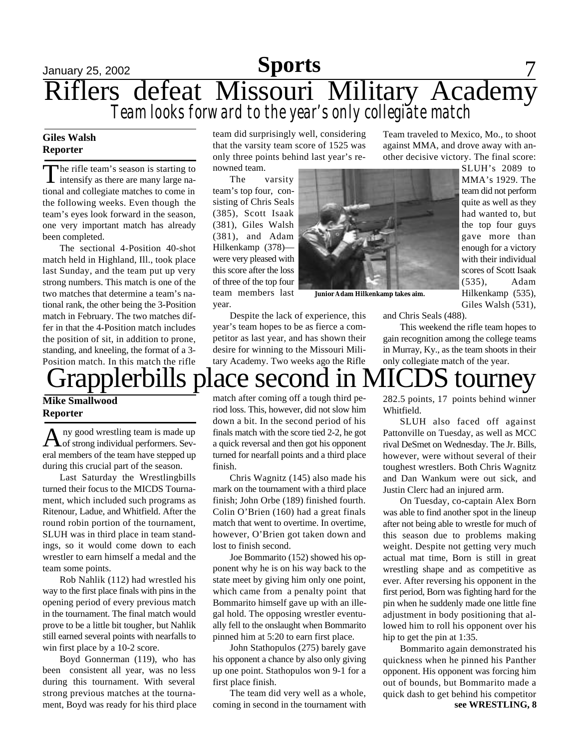# Riflers defeat Missouri Military Academy

## *Team looks forward to the year's only collegiate match*

**Giles Walsh**
**Reporter**

The rifle team's season is starting to intensify as there are many large national and collegiate matches to come in the following weeks. Even though the team's eyes look forward in the season, one very important match has already been completed.

The sectional 4-Position 40-shot match held in Highland, Ill., took place last Sunday, and the team put up very strong numbers. This match is one of the two matches that determine a team's national rank, the other being the 3-Position match in February. The two matches differ in that the 4-Position match includes the position of sit, in addition to prone, standing, and kneeling, the format of a 3-Position match. In this match the rifle team did surprisingly well, considering that the varsity team score of 1525 was only three points behind last year's renowned team.

The varsity team's top four, consisting of Chris Seals (385), Scott Isaak (381), Giles Walsh (381), and Adam Hilkenkamp (378)—were very pleased with this score after the loss of three of the top four team members last year.

Junior Adam Hilkenkamp takes aim.

Despite the lack of experience, this year's team hopes to be as fierce a competitor as last year, and has shown their desire for winning to the Missouri Military Academy. Two weeks ago the Rifle Team traveled to Mexico, Mo., to shoot against MMA, and drove away with another decisive victory. The final score: SLUH's 2089 to MMA's 1929. The team did not perform quite as well as they had wanted to, but the top four guys gave more than enough for a victory with their individual scores of Scott Isaak (535), Adam Hilkenkamp (535), Giles Walsh (531), and Chris Seals (488).

This weekend the rifle team hopes to gain recognition among the college teams in Murray, Ky., as the team shoots in their only collegiate match of the year.

# Grapplerbills place second in MICDS tourney

**Mike Smallwood**
**Reporter**

Any good wrestling team is made up of strong individual performers. Several members of the team have stepped up during this crucial part of the season.

Last Saturday the Wrestlingbills turned their focus to the MICDS Tournament, which included such programs as Ritenour, Ladue, and Whitfield. After the round robin portion of the tournament, SLUH was in third place in team standings, so it would come down to each wrestler to earn himself a medal and the team some points.

Rob Nahlik (112) had wrestled his way to the first place finals with pins in the opening period of every previous match in the tournament. The final match would prove to be a little bit tougher, but Nahlik still earned several points with nearfalls to win first place by a 10-2 score.

Boyd Gonnerman (119), who has been consistent all year, was no less during this tournament. With several strong previous matches at the tournament, Boyd was ready for his third place match after coming off a tough third period loss. This, however, did not slow him down a bit. In the second period of his finals match with the score tied 2-2, he got a quick reversal and then got his opponent turned for nearfall points and a third place finish.

Chris Wagnitz (145) also made his mark on the tournament with a third place finish; John Orbe (189) finished fourth. Colin O'Brien (160) had a great finals match that went to overtime. In overtime, however, O'Brien got taken down and lost to finish second.

Joe Bommarito (152) showed his opponent why he is on his way back to the state meet by giving him only one point, which came from a penalty point that Bommarito himself gave up with an illegal hold. The opposing wrestler eventually fell to the onslaught when Bommarito pinned him at 5:20 to earn first place.

John Stathopulos (275) barely gave his opponent a chance by also only giving up one point. Stathopulos won 9-1 for a first place finish.

The team did very well as a whole, coming in second in the tournament with 282.5 points, 17 points behind winner Whitfield.

SLUH also faced off against Pattonville on Tuesday, as well as MCC rival DeSmet on Wednesday. The Jr. Bills, however, were without several of their toughest wrestlers. Both Chris Wagnitz and Dan Wankum were out sick, and Justin Clerc had an injured arm.

On Tuesday, co-captain Alex Born was able to find another spot in the lineup after not being able to wrestle for much of this season due to problems making weight. Despite not getting very much actual mat time, Born is still in great wrestling shape and as competitive as ever. After reversing his opponent in the first period, Born was fighting hard for the pin when he suddenly made one little fine adjustment in body positioning that allowed him to roll his opponent over his hip to get the pin at 1:35.

Bommarito again demonstrated his quickness when he pinned his Panther opponent. His opponent was forcing him out of bounds, but Bommarito made a quick dash to get behind his competitor

**see WRESTLING, 8**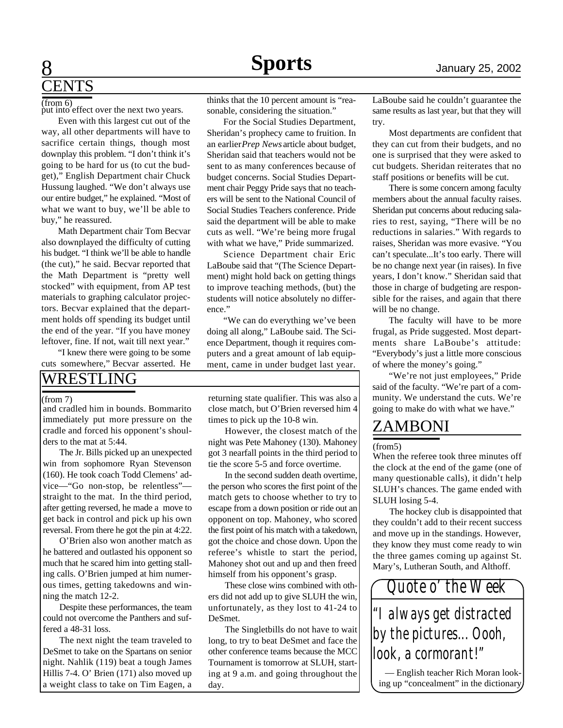## CENTS

(from 6)

put into effect over the next two years.

Even with this largest cut out of the way, all other departments will have to sacrifice certain things, though most downplay this problem. "I don't think it's going to be hard for us (to cut the budget)," English Department chair Chuck Hussung laughed. "We don't always use our entire budget," he explained. "Most of what we want to buy, we'll be able to buy," he reassured.

Math Department chair Tom Becvar also downplayed the difficulty of cutting his budget. "I think we'll be able to handle (the cut)," he said. Becvar reported that the Math Department is "pretty well stocked" with equipment, from AP test materials to graphing calculator projectors. Becvar explained that the department holds off spending its budget until the end of the year. "If you have money leftover, fine. If not, wait till next year."

"I knew there were going to be some cuts somewhere," Becvar asserted. He thinks that the 10 percent amount is "reasonable, considering the situation."

For the Social Studies Department, Sheridan's prophecy came to fruition. In an earlier *Prep News* article about budget, Sheridan said that teachers would not be sent to as many conferences because of budget concerns. Social Studies Department chair Peggy Pride says that no teachers will be sent to the National Council of Social Studies Teachers conference. Pride said the department will be able to make cuts as well. "We're being more frugal with what we have," Pride summarized.

Science Department chair Eric LaBoube said that "(The Science Department) might hold back on getting things to improve teaching methods, (but) the students will notice absolutely no difference."

"We can do everything we've been doing all along," LaBoube said. The Science Department, though it requires computers and a great amount of lab equipment, came in under budget last year. LaBoube said he couldn't guarantee the same results as last year, but that they will try.

Most departments are confident that they can cut from their budgets, and no one is surprised that they were asked to cut budgets. Sheridan reiterates that no staff positions or benefits will be cut.

There is some concern among faculty members about the annual faculty raises. Sheridan put concerns about reducing salaries to rest, saying, "There will be no reductions in salaries." With regards to raises, Sheridan was more evasive. "You can't speculate...It's too early. There will be no change next year (in raises). In five years, I don't know." Sheridan said that those in charge of budgeting are responsible for the raises, and again that there will be no change.

The faculty will have to be more frugal, as Pride suggested. Most departments share LaBoube's attitude: "Everybody's just a little more conscious of where the money's going."

"We're not just employees," Pride said of the faculty. "We're part of a community. We understand the cuts. We're going to make do with what we have."

## WRESTLING

(from 7)

and cradled him in bounds. Bommarito immediately put more pressure on the cradle and forced his opponent's shoulders to the mat at 5:44.

The Jr. Bills picked up an unexpected win from sophomore Ryan Stevenson (160). He took coach Todd Clemens' advice—"Go non-stop, be relentless"—straight to the mat. In the third period, after getting reversed, he made a move to get back in control and pick up his own reversal. From there he got the pin at 4:22.

O'Brien also won another match as he battered and outlasted his opponent so much that he scared him into getting stalling calls. O'Brien jumped at him numerous times, getting takedowns and winning the match 12-2.

Despite these performances, the team could not overcome the Panthers and suffered a 48-31 loss.

The next night the team traveled to DeSmet to take on the Spartans on senior night. Nahlik (119) beat a tough James Hillis 7-4. O' Brien (171) also moved up a weight class to take on Tim Eagen, a returning state qualifier. This was also a close match, but O'Brien reversed him 4 times to pick up the 10-8 win.

However, the closest match of the night was Pete Mahoney (130). Mahoney got 3 nearfall points in the third period to tie the score 5-5 and force overtime.

In the second sudden death overtime, the person who scores the first point of the match gets to choose whether to try to escape from a down position or ride out an opponent on top. Mahoney, who scored the first point of his match with a takedown, got the choice and chose down. Upon the referee's whistle to start the period, Mahoney shot out and up and then freed himself from his opponent's grasp.

These close wins combined with others did not add up to give SLUH the win, unfortunately, as they lost to 41-24 to DeSmet.

The Singletbills do not have to wait long, to try to beat DeSmet and face the other conference teams because the MCC Tournament is tomorrow at SLUH, starting at 9 a.m. and going throughout the day.

## ZAMBONI

(from5)

When the referee took three minutes off the clock at the end of the game (one of many questionable calls), it didn't help SLUH's chances. The game ended with SLUH losing 5-4.

The hockey club is disappointed that they couldn't add to their recent success and move up in the standings. However, they know they must come ready to win the three games coming up against St. Mary's, Lutheran South, and Althoff.

### Quote o' the Week

*"I always get distracted by the pictures... Oooh, look, a cormorant!"*

— English teacher Rich Moran looking up "concealment" in the dictionary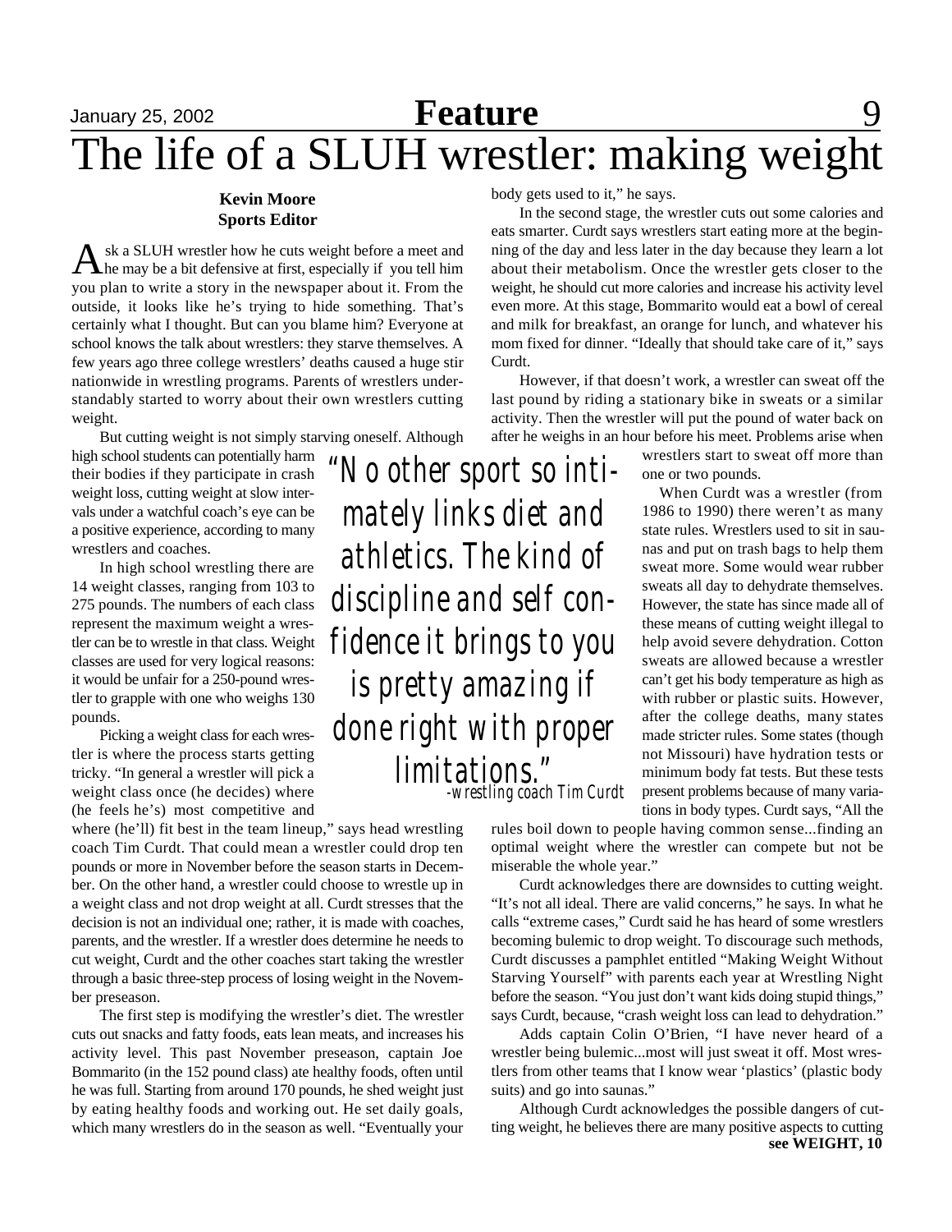# The life of a SLUH wrestler: making weight

**Kevin Moore**
**Sports Editor**

Ask a SLUH wrestler how he cuts weight before a meet and he may be a bit defensive at first, especially if you tell him you plan to write a story in the newspaper about it. From the outside, it looks like he's trying to hide something. That's certainly what I thought. But can you blame him? Everyone at school knows the talk about wrestlers: they starve themselves. A few years ago three college wrestlers' deaths caused a huge stir nationwide in wrestling programs. Parents of wrestlers understandably started to worry about their own wrestlers cutting weight.

But cutting weight is not simply starving oneself. Although high school students can potentially harm their bodies if they participate in crash weight loss, cutting weight at slow intervals under a watchful coach's eye can be a positive experience, according to many wrestlers and coaches.

In high school wrestling there are 14 weight classes, ranging from 103 to 275 pounds. The numbers of each class represent the maximum weight a wrestler can be to wrestle in that class. Weight classes are used for very logical reasons: it would be unfair for a 250-pound wrestler to grapple with one who weighs 130 pounds.

Picking a weight class for each wrestler is where the process starts getting tricky. "In general a wrestler will pick a weight class once (he decides) where (he feels he's) most competitive and where (he'll) fit best in the team lineup," says head wrestling coach Tim Curdt. That could mean a wrestler could drop ten pounds or more in November before the season starts in December. On the other hand, a wrestler could choose to wrestle up in a weight class and not drop weight at all. Curdt stresses that the decision is not an individual one; rather, it is made with coaches, parents, and the wrestler. If a wrestler does determine he needs to cut weight, Curdt and the other coaches start taking the wrestler through a basic three-step process of losing weight in the November preseason.

*"No other sport so intimately links diet and athletics. The kind of discipline and self confidence it brings to you is pretty amazing if done right with proper limitations."*
*-wrestling coach Tim Curdt*

The first step is modifying the wrestler's diet. The wrestler cuts out snacks and fatty foods, eats lean meats, and increases his activity level. This past November preseason, captain Joe Bommarito (in the 152 pound class) ate healthy foods, often until he was full. Starting from around 170 pounds, he shed weight just by eating healthy foods and working out. He set daily goals, which many wrestlers do in the season as well. "Eventually your body gets used to it," he says.

In the second stage, the wrestler cuts out some calories and eats smarter. Curdt says wrestlers start eating more at the beginning of the day and less later in the day because they learn a lot about their metabolism. Once the wrestler gets closer to the weight, he should cut more calories and increase his activity level even more. At this stage, Bommarito would eat a bowl of cereal and milk for breakfast, an orange for lunch, and whatever his mom fixed for dinner. "Ideally that should take care of it," says Curdt.

However, if that doesn't work, a wrestler can sweat off the last pound by riding a stationary bike in sweats or a similar activity. Then the wrestler will put the pound of water back on after he weighs in an hour before his meet. Problems arise when wrestlers start to sweat off more than one or two pounds.

When Curdt was a wrestler (from 1986 to 1990) there weren't as many state rules. Wrestlers used to sit in saunas and put on trash bags to help them sweat more. Some would wear rubber sweats all day to dehydrate themselves. However, the state has since made all of these means of cutting weight illegal to help avoid severe dehydration. Cotton sweats are allowed because a wrestler can't get his body temperature as high as with rubber or plastic suits. However, after the college deaths, many states made stricter rules. Some states (though not Missouri) have hydration tests or minimum body fat tests. But these tests present problems because of many variations in body types. Curdt says, "All the rules boil down to people having common sense...finding an optimal weight where the wrestler can compete but not be miserable the whole year."

Curdt acknowledges there are downsides to cutting weight. "It's not all ideal. There are valid concerns," he says. In what he calls "extreme cases," Curdt said he has heard of some wrestlers becoming bulemic to drop weight. To discourage such methods, Curdt discusses a pamphlet entitled "Making Weight Without Starving Yourself" with parents each year at Wrestling Night before the season. "You just don't want kids doing stupid things," says Curdt, because, "crash weight loss can lead to dehydration."

Adds captain Colin O'Brien, "I have never heard of a wrestler being bulemic...most will just sweat it off. Most wrestlers from other teams that I know wear 'plastics' (plastic body suits) and go into saunas."

Although Curdt acknowledges the possible dangers of cutting weight, he believes there are many positive aspects to cutting

**see WEIGHT, 10**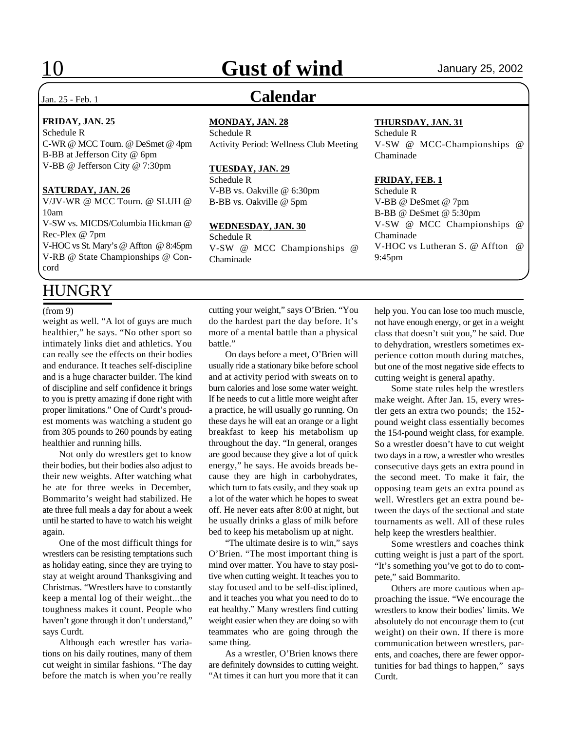## Calendar

Jan. 25 - Feb. 1

**FRIDAY, JAN. 25**
Schedule R
C-WR @ MCC Tourn. @ DeSmet @ 4pm
B-BB at Jefferson City @ 6pm
V-BB @ Jefferson City @ 7:30pm

**SATURDAY, JAN. 26**
V/JV-WR @ MCC Tourn. @ SLUH @ 10am
V-SW vs. MICDS/Columbia Hickman @ Rec-Plex @ 7pm
V-HOC vs St. Mary's @ Affton @ 8:45pm
V-RB @ State Championships @ Concord

**MONDAY, JAN. 28**
Schedule R
Activity Period: Wellness Club Meeting

**TUESDAY, JAN. 29**
Schedule R
V-BB vs. Oakville @ 6:30pm
B-BB vs. Oakville @ 5pm

**WEDNESDAY, JAN. 30**
Schedule R
V-SW @ MCC Championships @ Chaminade

**THURSDAY, JAN. 31**
Schedule R
V-SW @ MCC-Championships @ Chaminade

**FRIDAY, FEB. 1**
Schedule R
V-BB @ DeSmet @ 7pm
B-BB @ DeSmet @ 5:30pm
V-SW @ MCC Championships @ Chaminade
V-HOC vs Lutheran S. @ Affton @ 9:45pm

## HUNGRY

(from 9)

weight as well. "A lot of guys are much healthier," he says. "No other sport so intimately links diet and athletics. You can really see the effects on their bodies and endurance. It teaches self-discipline and is a huge character builder. The kind of discipline and self confidence it brings to you is pretty amazing if done right with proper limitations." One of Curdt's proudest moments was watching a student go from 305 pounds to 260 pounds by eating healthier and running hills.

Not only do wrestlers get to know their bodies, but their bodies also adjust to their new weights. After watching what he ate for three weeks in December, Bommarito's weight had stabilized. He ate three full meals a day for about a week until he started to have to watch his weight again.

One of the most difficult things for wrestlers can be resisting temptations such as holiday eating, since they are trying to stay at weight around Thanksgiving and Christmas. "Wrestlers have to constantly keep a mental log of their weight...the toughness makes it count. People who haven't gone through it don't understand," says Curdt.

Although each wrestler has variations on his daily routines, many of them cut weight in similar fashions. "The day before the match is when you're really cutting your weight," says O'Brien. "You do the hardest part the day before. It's more of a mental battle than a physical battle."

On days before a meet, O'Brien will usually ride a stationary bike before school and at activity period with sweats on to burn calories and lose some water weight. If he needs to cut a little more weight after a practice, he will usually go running. On these days he will eat an orange or a light breakfast to keep his metabolism up throughout the day. "In general, oranges are good because they give a lot of quick energy," he says. He avoids breads because they are high in carbohydrates, which turn to fats easily, and they soak up a lot of the water which he hopes to sweat off. He never eats after 8:00 at night, but he usually drinks a glass of milk before bed to keep his metabolism up at night.

"The ultimate desire is to win," says O'Brien. "The most important thing is mind over matter. You have to stay positive when cutting weight. It teaches you to stay focused and to be self-disciplined, and it teaches you what you need to do to eat healthy." Many wrestlers find cutting weight easier when they are doing so with teammates who are going through the same thing.

As a wrestler, O'Brien knows there are definitely downsides to cutting weight. "At times it can hurt you more that it can help you. You can lose too much muscle, not have enough energy, or get in a weight class that doesn't suit you," he said. Due to dehydration, wrestlers sometimes experience cotton mouth during matches, but one of the most negative side effects to cutting weight is general apathy.

Some state rules help the wrestlers make weight. After Jan. 15, every wrestler gets an extra two pounds; the 152-pound weight class essentially becomes the 154-pound weight class, for example. So a wrestler doesn't have to cut weight two days in a row, a wrestler who wrestles consecutive days gets an extra pound in the second meet. To make it fair, the opposing team gets an extra pound as well. Wrestlers get an extra pound between the days of the sectional and state tournaments as well. All of these rules help keep the wrestlers healthier.

Some wrestlers and coaches think cutting weight is just a part of the sport. "It's something you've got to do to compete," said Bommarito.

Others are more cautious when approaching the issue. "We encourage the wrestlers to know their bodies' limits. We absolutely do not encourage them to (cut weight) on their own. If there is more communication between wrestlers, parents, and coaches, there are fewer opportunities for bad things to happen," says Curdt.